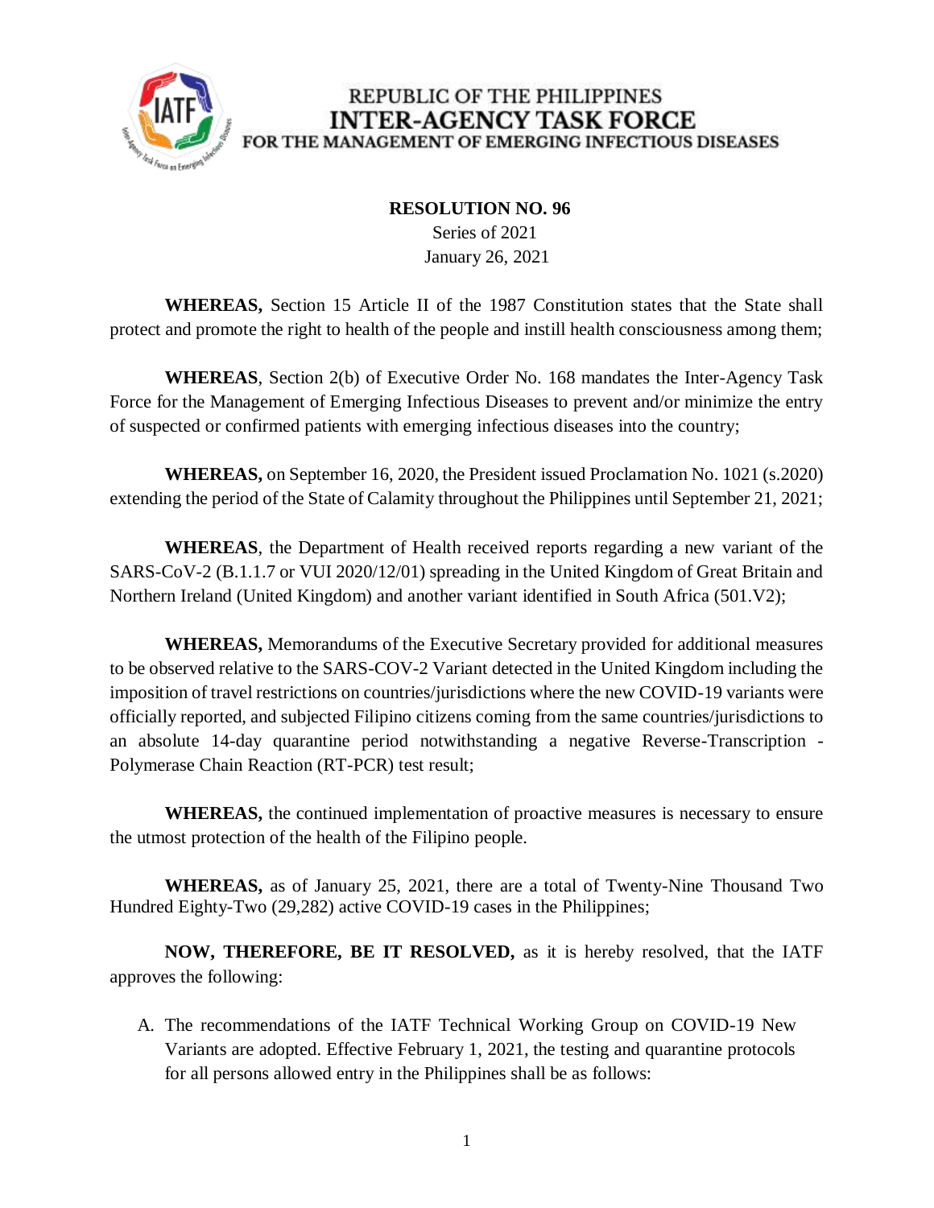REPUBLIC OF THE PHILIPPINES
**INTER-AGENCY TASK FORCE**
FOR THE MANAGEMENT OF EMERGING INFECTIOUS DISEASES

**RESOLUTION NO. 96**
Series of 2021
January 26, 2021

**WHEREAS,** Section 15 Article II of the 1987 Constitution states that the State shall protect and promote the right to health of the people and instill health consciousness among them;

**WHEREAS**, Section 2(b) of Executive Order No. 168 mandates the Inter-Agency Task Force for the Management of Emerging Infectious Diseases to prevent and/or minimize the entry of suspected or confirmed patients with emerging infectious diseases into the country;

**WHEREAS,** on September 16, 2020, the President issued Proclamation No. 1021 (s.2020) extending the period of the State of Calamity throughout the Philippines until September 21, 2021;

**WHEREAS**, the Department of Health received reports regarding a new variant of the SARS-CoV-2 (B.1.1.7 or VUI 2020/12/01) spreading in the United Kingdom of Great Britain and Northern Ireland (United Kingdom) and another variant identified in South Africa (501.V2);

**WHEREAS,** Memorandums of the Executive Secretary provided for additional measures to be observed relative to the SARS-COV-2 Variant detected in the United Kingdom including the imposition of travel restrictions on countries/jurisdictions where the new COVID-19 variants were officially reported, and subjected Filipino citizens coming from the same countries/jurisdictions to an absolute 14-day quarantine period notwithstanding a negative Reverse-Transcription - Polymerase Chain Reaction (RT-PCR) test result;

**WHEREAS,** the continued implementation of proactive measures is necessary to ensure the utmost protection of the health of the Filipino people.

**WHEREAS,** as of January 25, 2021, there are a total of Twenty-Nine Thousand Two Hundred Eighty-Two (29,282) active COVID-19 cases in the Philippines;

**NOW, THEREFORE, BE IT RESOLVED,** as it is hereby resolved, that the IATF approves the following:

A. The recommendations of the IATF Technical Working Group on COVID-19 New Variants are adopted. Effective February 1, 2021, the testing and quarantine protocols for all persons allowed entry in the Philippines shall be as follows: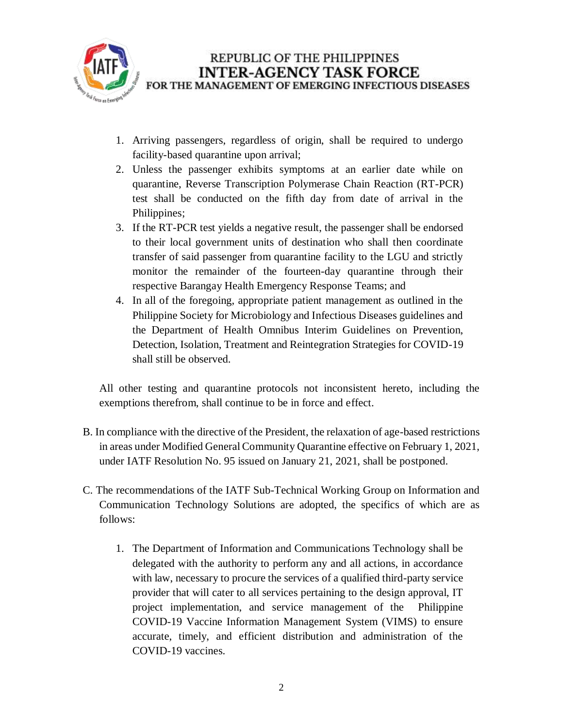1. Arriving passengers, regardless of origin, shall be required to undergo facility-based quarantine upon arrival;
2. Unless the passenger exhibits symptoms at an earlier date while on quarantine, Reverse Transcription Polymerase Chain Reaction (RT-PCR) test shall be conducted on the fifth day from date of arrival in the Philippines;
3. If the RT-PCR test yields a negative result, the passenger shall be endorsed to their local government units of destination who shall then coordinate transfer of said passenger from quarantine facility to the LGU and strictly monitor the remainder of the fourteen-day quarantine through their respective Barangay Health Emergency Response Teams; and
4. In all of the foregoing, appropriate patient management as outlined in the Philippine Society for Microbiology and Infectious Diseases guidelines and the Department of Health Omnibus Interim Guidelines on Prevention, Detection, Isolation, Treatment and Reintegration Strategies for COVID-19 shall still be observed.

All other testing and quarantine protocols not inconsistent hereto, including the exemptions therefrom, shall continue to be in force and effect.

B. In compliance with the directive of the President, the relaxation of age-based restrictions in areas under Modified General Community Quarantine effective on February 1, 2021, under IATF Resolution No. 95 issued on January 21, 2021, shall be postponed.

C. The recommendations of the IATF Sub-Technical Working Group on Information and Communication Technology Solutions are adopted, the specifics of which are as follows:

1. The Department of Information and Communications Technology shall be delegated with the authority to perform any and all actions, in accordance with law, necessary to procure the services of a qualified third-party service provider that will cater to all services pertaining to the design approval, IT project implementation, and service management of the Philippine COVID-19 Vaccine Information Management System (VIMS) to ensure accurate, timely, and efficient distribution and administration of the COVID-19 vaccines.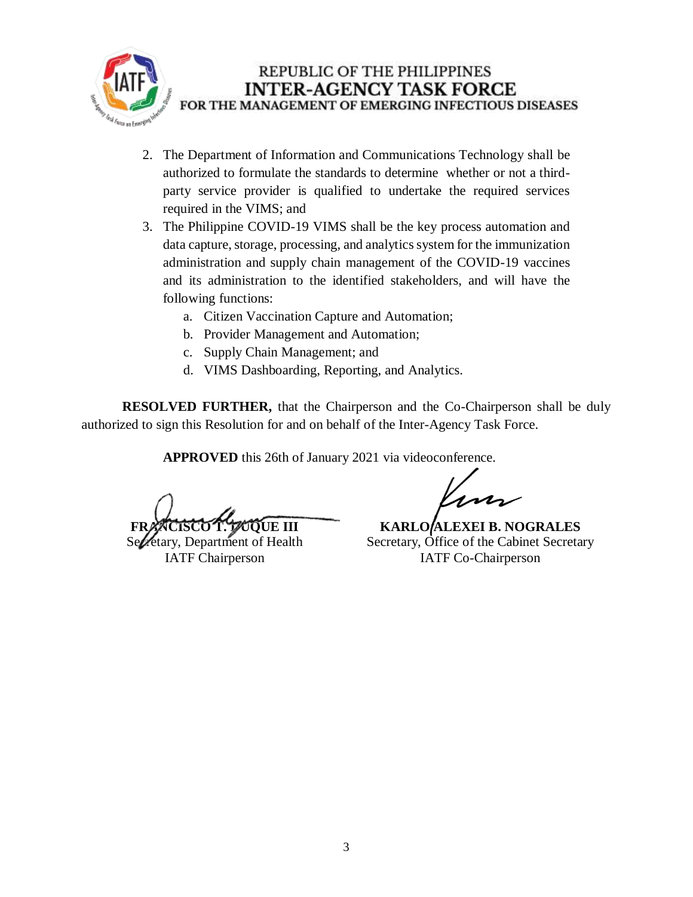2. The Department of Information and Communications Technology shall be authorized to formulate the standards to determine whether or not a third-party service provider is qualified to undertake the required services required in the VIMS; and
3. The Philippine COVID-19 VIMS shall be the key process automation and data capture, storage, processing, and analytics system for the immunization administration and supply chain management of the COVID-19 vaccines and its administration to the identified stakeholders, and will have the following functions:
    a. Citizen Vaccination Capture and Automation;
    b. Provider Management and Automation;
    c. Supply Chain Management; and
    d. VIMS Dashboarding, Reporting, and Analytics.

**RESOLVED FURTHER,** that the Chairperson and the Co-Chairperson shall be duly authorized to sign this Resolution for and on behalf of the Inter-Agency Task Force.

**APPROVED** this 26th of January 2021 via videoconference.

**FRANCISCO T. DUQUE III**
Secretary, Department of Health
IATF Chairperson

**KARLO ALEXEI B. NOGRALES**
Secretary, Office of the Cabinet Secretary
IATF Co-Chairperson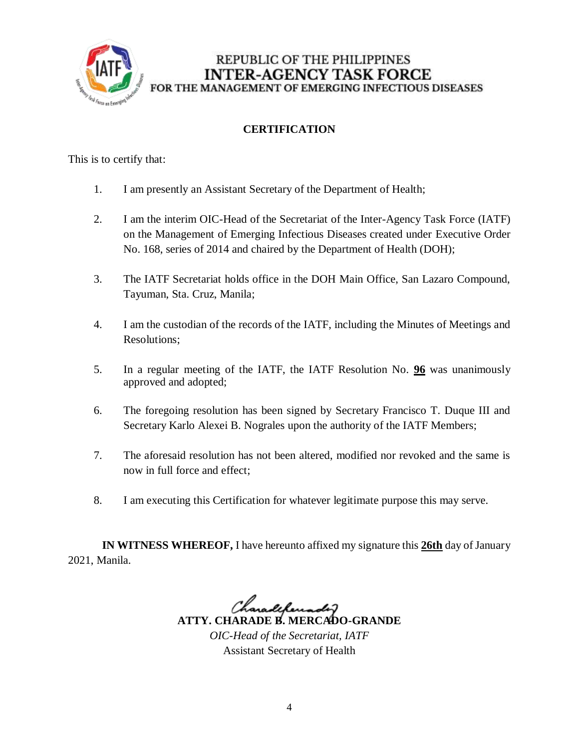REPUBLIC OF THE PHILIPPINES
**INTER-AGENCY TASK FORCE**
FOR THE MANAGEMENT OF EMERGING INFECTIOUS DISEASES

## CERTIFICATION

This is to certify that:

1. I am presently an Assistant Secretary of the Department of Health;

2. I am the interim OIC-Head of the Secretariat of the Inter-Agency Task Force (IATF) on the Management of Emerging Infectious Diseases created under Executive Order No. 168, series of 2014 and chaired by the Department of Health (DOH);

3. The IATF Secretariat holds office in the DOH Main Office, San Lazaro Compound, Tayuman, Sta. Cruz, Manila;

4. I am the custodian of the records of the IATF, including the Minutes of Meetings and Resolutions;

5. In a regular meeting of the IATF, the IATF Resolution No. **96** was unanimously approved and adopted;

6. The foregoing resolution has been signed by Secretary Francisco T. Duque III and Secretary Karlo Alexei B. Nograles upon the authority of the IATF Members;

7. The aforesaid resolution has not been altered, modified nor revoked and the same is now in full force and effect;

8. I am executing this Certification for whatever legitimate purpose this may serve.

**IN WITNESS WHEREOF,** I have hereunto affixed my signature this **26th** day of January 2021, Manila.

**ATTY. CHARADE B. MERCADO-GRANDE**
*OIC-Head of the Secretariat, IATF*
Assistant Secretary of Health